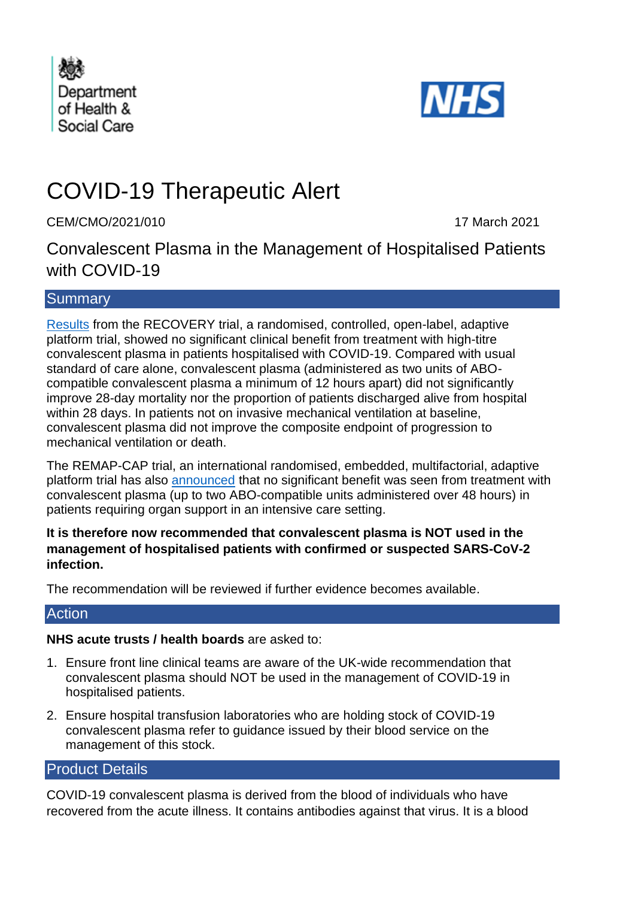Department of Health & Social Care

NHS

# COVID-19 Therapeutic Alert

CEM/CMO/2021/010

17 March 2021

## Convalescent Plasma in the Management of Hospitalised Patients with COVID-19

### Summary

Results from the RECOVERY trial, a randomised, controlled, open-label, adaptive platform trial, showed no significant clinical benefit from treatment with high-titre convalescent plasma in patients hospitalised with COVID-19. Compared with usual standard of care alone, convalescent plasma (administered as two units of ABO-compatible convalescent plasma a minimum of 12 hours apart) did not significantly improve 28-day mortality nor the proportion of patients discharged alive from hospital within 28 days. In patients not on invasive mechanical ventilation at baseline, convalescent plasma did not improve the composite endpoint of progression to mechanical ventilation or death.

The REMAP-CAP trial, an international randomised, embedded, multifactorial, adaptive platform trial has also announced that no significant benefit was seen from treatment with convalescent plasma (up to two ABO-compatible units administered over 48 hours) in patients requiring organ support in an intensive care setting.

**It is therefore now recommended that convalescent plasma is NOT used in the management of hospitalised patients with confirmed or suspected SARS-CoV-2 infection.**

The recommendation will be reviewed if further evidence becomes available.

### Action

**NHS acute trusts / health boards** are asked to:

1. Ensure front line clinical teams are aware of the UK-wide recommendation that convalescent plasma should NOT be used in the management of COVID-19 in hospitalised patients.
2. Ensure hospital transfusion laboratories who are holding stock of COVID-19 convalescent plasma refer to guidance issued by their blood service on the management of this stock.

### Product Details

COVID-19 convalescent plasma is derived from the blood of individuals who have recovered from the acute illness. It contains antibodies against that virus. It is a blood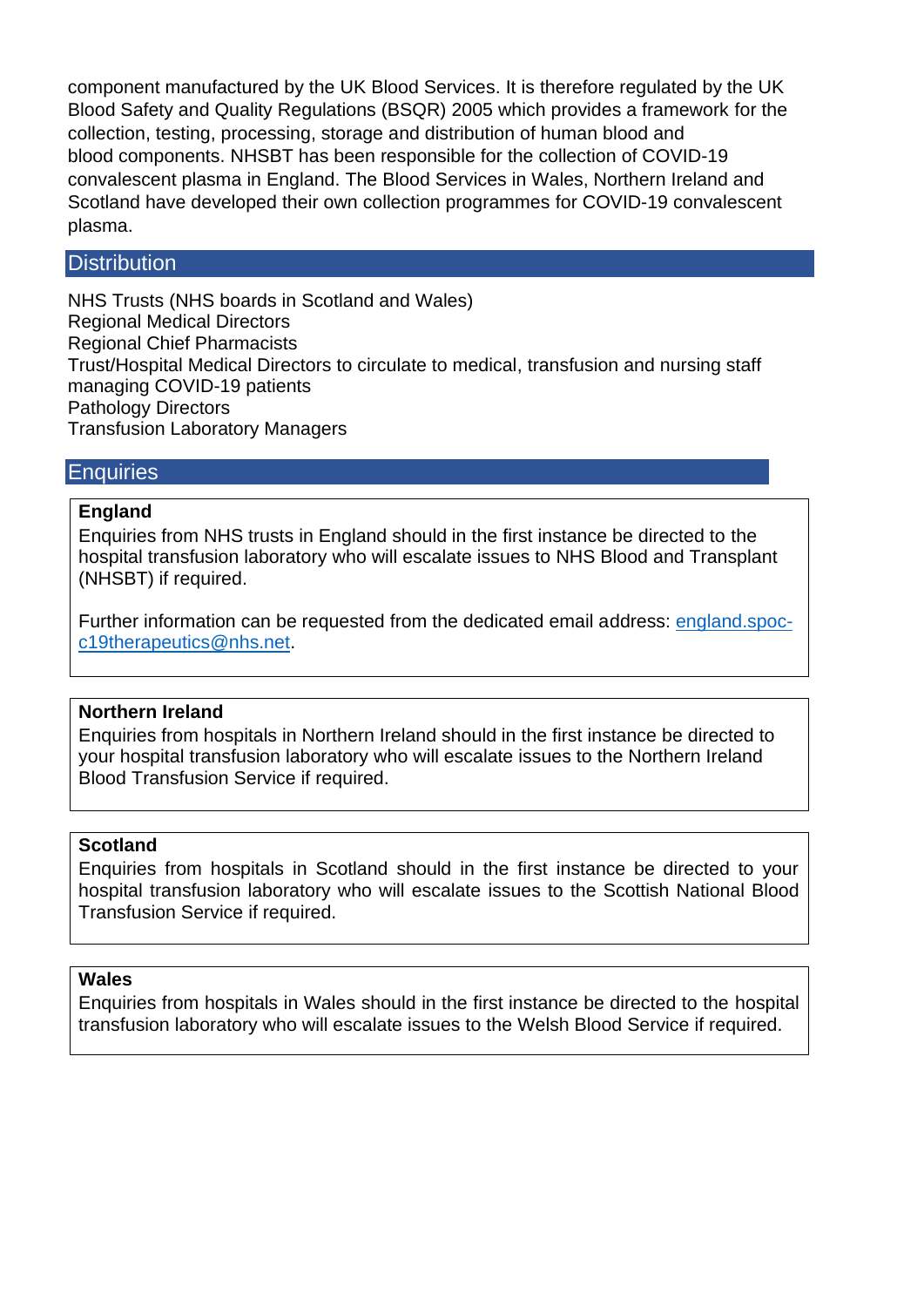component manufactured by the UK Blood Services. It is therefore regulated by the UK Blood Safety and Quality Regulations (BSQR) 2005 which provides a framework for the collection, testing, processing, storage and distribution of human blood and blood components. NHSBT has been responsible for the collection of COVID-19 convalescent plasma in England. The Blood Services in Wales, Northern Ireland and Scotland have developed their own collection programmes for COVID-19 convalescent plasma.

## Distribution

NHS Trusts (NHS boards in Scotland and Wales)
Regional Medical Directors
Regional Chief Pharmacists
Trust/Hospital Medical Directors to circulate to medical, transfusion and nursing staff managing COVID-19 patients
Pathology Directors
Transfusion Laboratory Managers

## Enquiries

**England**
Enquiries from NHS trusts in England should in the first instance be directed to the hospital transfusion laboratory who will escalate issues to NHS Blood and Transplant (NHSBT) if required.

Further information can be requested from the dedicated email address: england.spoc-c19therapeutics@nhs.net.

**Northern Ireland**
Enquiries from hospitals in Northern Ireland should in the first instance be directed to your hospital transfusion laboratory who will escalate issues to the Northern Ireland Blood Transfusion Service if required.

**Scotland**
Enquiries from hospitals in Scotland should in the first instance be directed to your hospital transfusion laboratory who will escalate issues to the Scottish National Blood Transfusion Service if required.

**Wales**
Enquiries from hospitals in Wales should in the first instance be directed to the hospital transfusion laboratory who will escalate issues to the Welsh Blood Service if required.